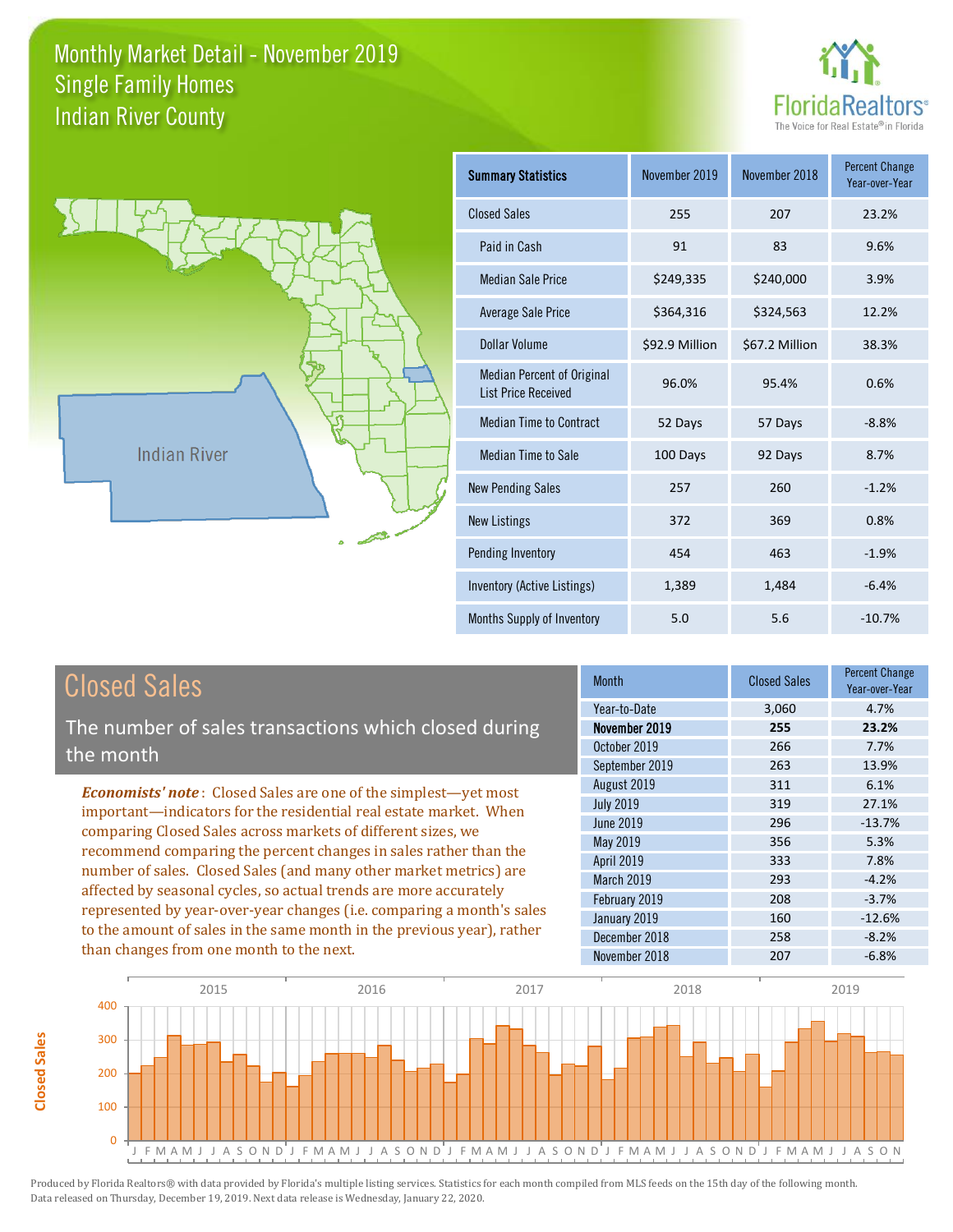# Monthly Market Detail - November 2019
## Single Family Homes
## Indian River County

FloridaRealtors® The Voice for Real Estate® in Florida

Indian River

| Summary Statistics | November 2019 | November 2018 | Percent Change Year-over-Year |
|---|---|---|---|
| Closed Sales | 255 | 207 | 23.2% |
| Paid in Cash | 91 | 83 | 9.6% |
| Median Sale Price | $249,335 | $240,000 | 3.9% |
| Average Sale Price | $364,316 | $324,563 | 12.2% |
| Dollar Volume | $92.9 Million | $67.2 Million | 38.3% |
| Median Percent of Original List Price Received | 96.0% | 95.4% | 0.6% |
| Median Time to Contract | 52 Days | 57 Days | -8.8% |
| Median Time to Sale | 100 Days | 92 Days | 8.7% |
| New Pending Sales | 257 | 260 | -1.2% |
| New Listings | 372 | 369 | 0.8% |
| Pending Inventory | 454 | 463 | -1.9% |
| Inventory (Active Listings) | 1,389 | 1,484 | -6.4% |
| Months Supply of Inventory | 5.0 | 5.6 | -10.7% |

## Closed Sales

The number of sales transactions which closed during the month

*Economists' note*: Closed Sales are one of the simplest—yet most important—indicators for the residential real estate market. When comparing Closed Sales across markets of different sizes, we recommend comparing the percent changes in sales rather than the number of sales. Closed Sales (and many other market metrics) are affected by seasonal cycles, so actual trends are more accurately represented by year-over-year changes (i.e. comparing a month's sales to the amount of sales in the same month in the previous year), rather than changes from one month to the next.

| Month | Closed Sales | Percent Change Year-over-Year |
|---|---|---|
| Year-to-Date | 3,060 | 4.7% |
| **November 2019** | **255** | **23.2%** |
| October 2019 | 266 | 7.7% |
| September 2019 | 263 | 13.9% |
| August 2019 | 311 | 6.1% |
| July 2019 | 319 | 27.1% |
| June 2019 | 296 | -13.7% |
| May 2019 | 356 | 5.3% |
| April 2019 | 333 | 7.8% |
| March 2019 | 293 | -4.2% |
| February 2019 | 208 | -3.7% |
| January 2019 | 160 | -12.6% |
| December 2018 | 258 | -8.2% |
| November 2018 | 207 | -6.8% |

Produced by Florida Realtors® with data provided by Florida's multiple listing services. Statistics for each month compiled from MLS feeds on the 15th day of the following month. Data released on Thursday, December 19, 2019. Next data release is Wednesday, January 22, 2020.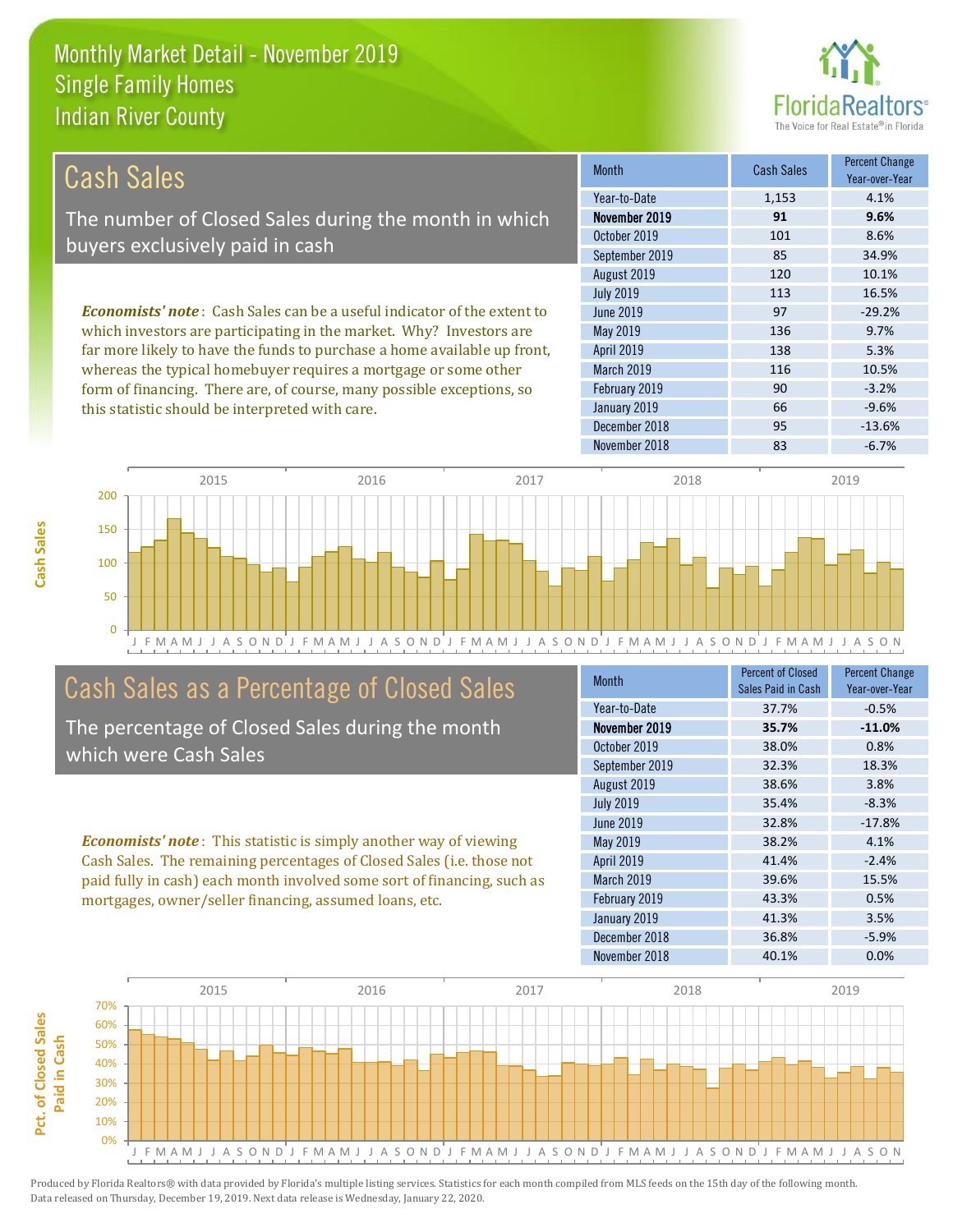# Monthly Market Detail - November 2019
## Single Family Homes
## Indian River County

## Cash Sales

The number of Closed Sales during the month in which buyers exclusively paid in cash

*Economists' note*: Cash Sales can be a useful indicator of the extent to which investors are participating in the market. Why? Investors are far more likely to have the funds to purchase a home available up front, whereas the typical homebuyer requires a mortgage or some other form of financing. There are, of course, many possible exceptions, so this statistic should be interpreted with care.

| Month | Cash Sales | Percent Change Year-over-Year |
|---|---|---|
| Year-to-Date | 1,153 | 4.1% |
| **November 2019** | **91** | **9.6%** |
| October 2019 | 101 | 8.6% |
| September 2019 | 85 | 34.9% |
| August 2019 | 120 | 10.1% |
| July 2019 | 113 | 16.5% |
| June 2019 | 97 | -29.2% |
| May 2019 | 136 | 9.7% |
| April 2019 | 138 | 5.3% |
| March 2019 | 116 | 10.5% |
| February 2019 | 90 | -3.2% |
| January 2019 | 66 | -9.6% |
| December 2018 | 95 | -13.6% |
| November 2018 | 83 | -6.7% |

## Cash Sales as a Percentage of Closed Sales

The percentage of Closed Sales during the month which were Cash Sales

*Economists' note*: This statistic is simply another way of viewing Cash Sales. The remaining percentages of Closed Sales (i.e. those not paid fully in cash) each month involved some sort of financing, such as mortgages, owner/seller financing, assumed loans, etc.

| Month | Percent of Closed Sales Paid in Cash | Percent Change Year-over-Year |
|---|---|---|
| Year-to-Date | 37.7% | -0.5% |
| **November 2019** | **35.7%** | **-11.0%** |
| October 2019 | 38.0% | 0.8% |
| September 2019 | 32.3% | 18.3% |
| August 2019 | 38.6% | 3.8% |
| July 2019 | 35.4% | -8.3% |
| June 2019 | 32.8% | -17.8% |
| May 2019 | 38.2% | 4.1% |
| April 2019 | 41.4% | -2.4% |
| March 2019 | 39.6% | 15.5% |
| February 2019 | 43.3% | 0.5% |
| January 2019 | 41.3% | 3.5% |
| December 2018 | 36.8% | -5.9% |
| November 2018 | 40.1% | 0.0% |

Produced by Florida Realtors® with data provided by Florida's multiple listing services. Statistics for each month compiled from MLS feeds on the 15th day of the following month. Data released on Thursday, December 19, 2019. Next data release is Wednesday, January 22, 2020.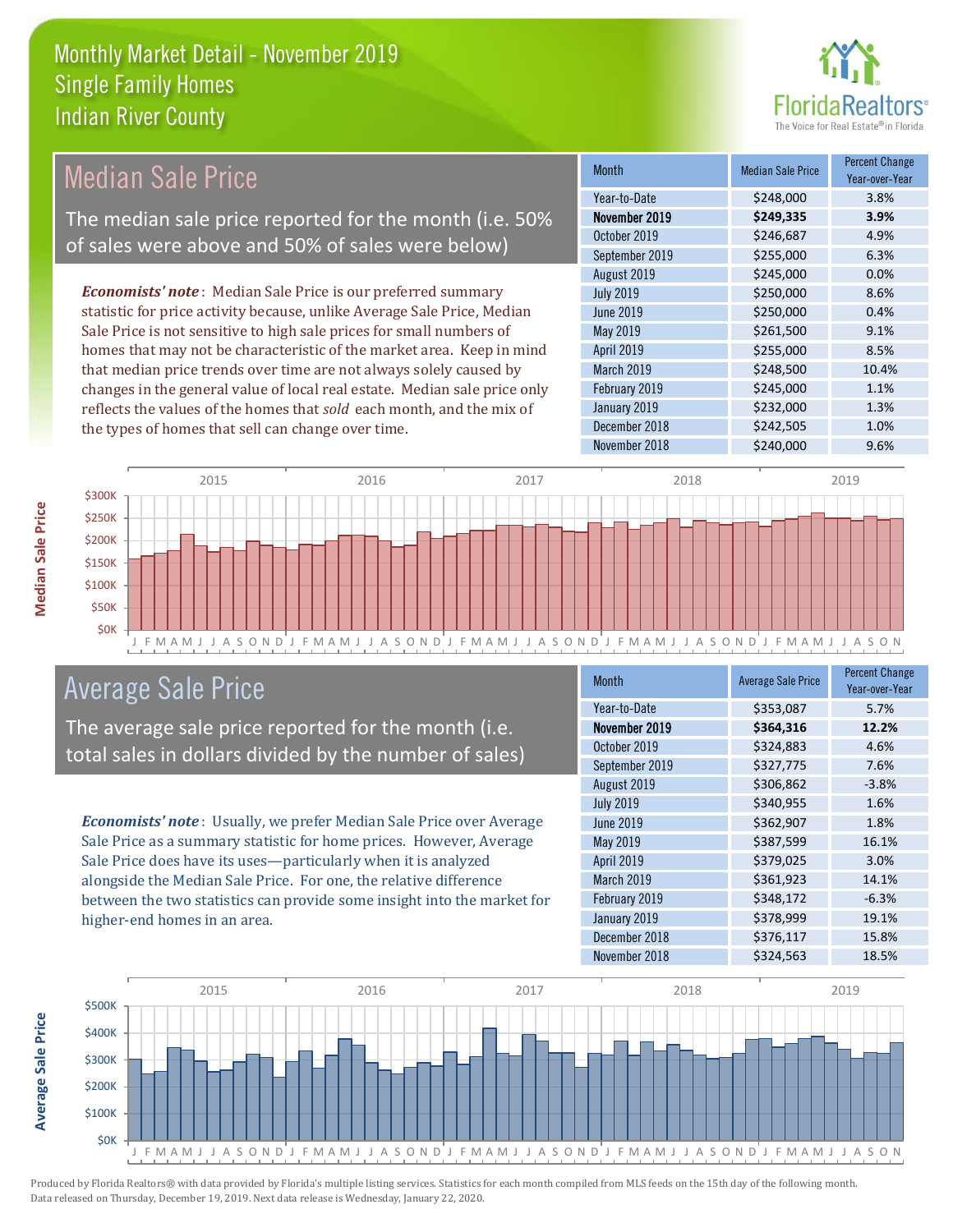# Monthly Market Detail - November 2019
## Single Family Homes
## Indian River County

## Median Sale Price

The median sale price reported for the month (i.e. 50% of sales were above and 50% of sales were below)

*Economists' note*: Median Sale Price is our preferred summary statistic for price activity because, unlike Average Sale Price, Median Sale Price is not sensitive to high sale prices for small numbers of homes that may not be characteristic of the market area. Keep in mind that median price trends over time are not always solely caused by changes in the general value of local real estate. Median sale price only reflects the values of the homes that *sold* each month, and the mix of the types of homes that sell can change over time.

| Month | Median Sale Price | Percent Change Year-over-Year |
|---|---|---|
| Year-to-Date | $248,000 | 3.8% |
| **November 2019** | **$249,335** | **3.9%** |
| October 2019 | $246,687 | 4.9% |
| September 2019 | $255,000 | 6.3% |
| August 2019 | $245,000 | 0.0% |
| July 2019 | $250,000 | 8.6% |
| June 2019 | $250,000 | 0.4% |
| May 2019 | $261,500 | 9.1% |
| April 2019 | $255,000 | 8.5% |
| March 2019 | $248,500 | 10.4% |
| February 2019 | $245,000 | 1.1% |
| January 2019 | $232,000 | 1.3% |
| December 2018 | $242,505 | 1.0% |
| November 2018 | $240,000 | 9.6% |

## Average Sale Price

The average sale price reported for the month (i.e. total sales in dollars divided by the number of sales)

*Economists' note*: Usually, we prefer Median Sale Price over Average Sale Price as a summary statistic for home prices. However, Average Sale Price does have its uses—particularly when it is analyzed alongside the Median Sale Price. For one, the relative difference between the two statistics can provide some insight into the market for higher-end homes in an area.

| Month | Average Sale Price | Percent Change Year-over-Year |
|---|---|---|
| Year-to-Date | $353,087 | 5.7% |
| **November 2019** | **$364,316** | **12.2%** |
| October 2019 | $324,883 | 4.6% |
| September 2019 | $327,775 | 7.6% |
| August 2019 | $306,862 | -3.8% |
| July 2019 | $340,955 | 1.6% |
| June 2019 | $362,907 | 1.8% |
| May 2019 | $387,599 | 16.1% |
| April 2019 | $379,025 | 3.0% |
| March 2019 | $361,923 | 14.1% |
| February 2019 | $348,172 | -6.3% |
| January 2019 | $378,999 | 19.1% |
| December 2018 | $376,117 | 15.8% |
| November 2018 | $324,563 | 18.5% |

Produced by Florida Realtors® with data provided by Florida's multiple listing services. Statistics for each month compiled from MLS feeds on the 15th day of the following month. Data released on Thursday, December 19, 2019. Next data release is Wednesday, January 22, 2020.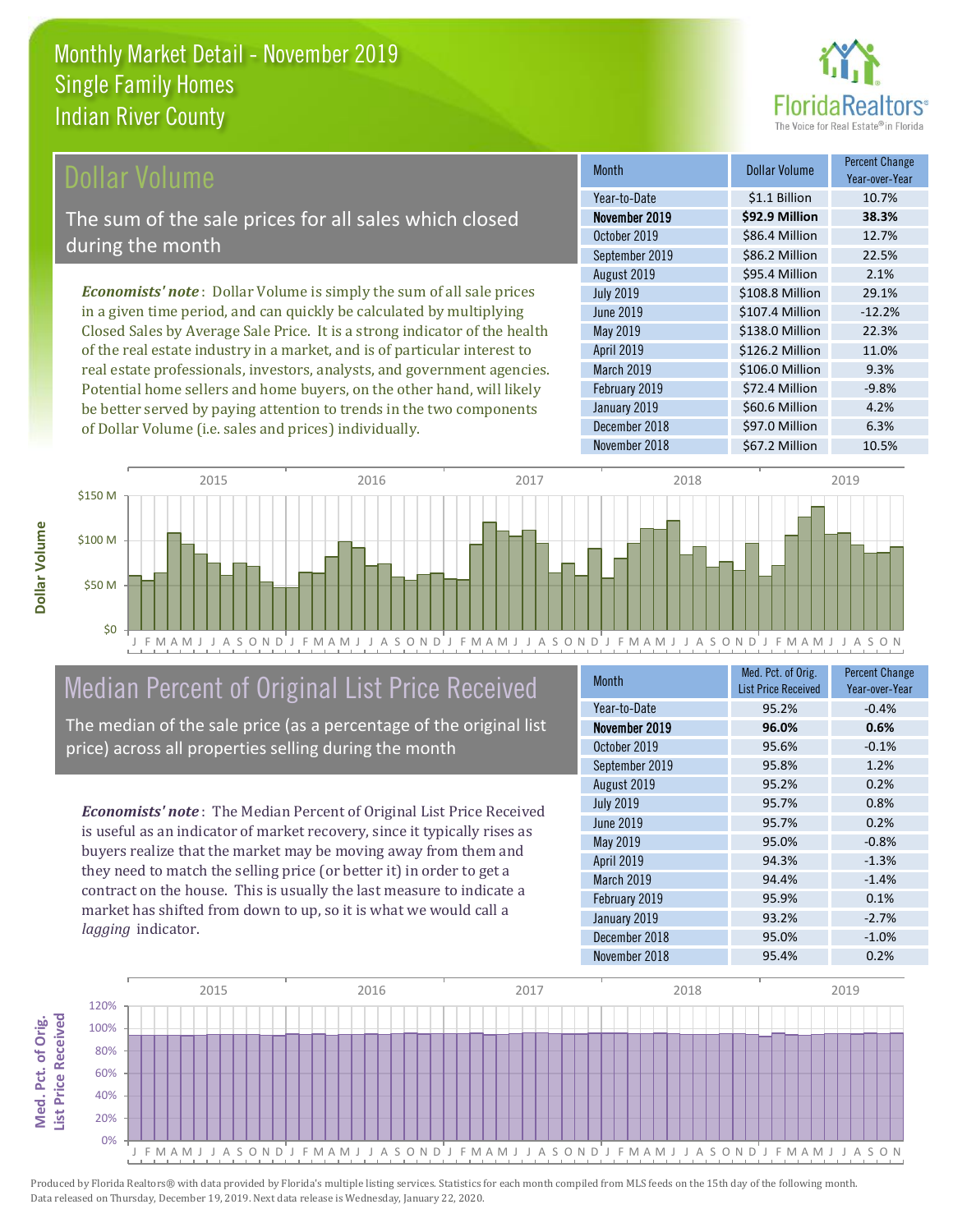# Monthly Market Detail - November 2019
## Single Family Homes
## Indian River County

## Dollar Volume

The sum of the sale prices for all sales which closed during the month

*Economists' note*: Dollar Volume is simply the sum of all sale prices in a given time period, and can quickly be calculated by multiplying Closed Sales by Average Sale Price. It is a strong indicator of the health of the real estate industry in a market, and is of particular interest to real estate professionals, investors, analysts, and government agencies. Potential home sellers and home buyers, on the other hand, will likely be better served by paying attention to trends in the two components of Dollar Volume (i.e. sales and prices) individually.

| Month | Dollar Volume | Percent Change Year-over-Year |
|---|---|---|
| Year-to-Date | $1.1 Billion | 10.7% |
| **November 2019** | **$92.9 Million** | **38.3%** |
| October 2019 | $86.4 Million | 12.7% |
| September 2019 | $86.2 Million | 22.5% |
| August 2019 | $95.4 Million | 2.1% |
| July 2019 | $108.8 Million | 29.1% |
| June 2019 | $107.4 Million | -12.2% |
| May 2019 | $138.0 Million | 22.3% |
| April 2019 | $126.2 Million | 11.0% |
| March 2019 | $106.0 Million | 9.3% |
| February 2019 | $72.4 Million | -9.8% |
| January 2019 | $60.6 Million | 4.2% |
| December 2018 | $97.0 Million | 6.3% |
| November 2018 | $67.2 Million | 10.5% |

## Median Percent of Original List Price Received

The median of the sale price (as a percentage of the original list price) across all properties selling during the month

*Economists' note*: The Median Percent of Original List Price Received is useful as an indicator of market recovery, since it typically rises as buyers realize that the market may be moving away from them and they need to match the selling price (or better it) in order to get a contract on the house. This is usually the last measure to indicate a market has shifted from down to up, so it is what we would call a *lagging* indicator.

| Month | Med. Pct. of Orig. List Price Received | Percent Change Year-over-Year |
|---|---|---|
| Year-to-Date | 95.2% | -0.4% |
| **November 2019** | **96.0%** | **0.6%** |
| October 2019 | 95.6% | -0.1% |
| September 2019 | 95.8% | 1.2% |
| August 2019 | 95.2% | 0.2% |
| July 2019 | 95.7% | 0.8% |
| June 2019 | 95.7% | 0.2% |
| May 2019 | 95.0% | -0.8% |
| April 2019 | 94.3% | -1.3% |
| March 2019 | 94.4% | -1.4% |
| February 2019 | 95.9% | 0.1% |
| January 2019 | 93.2% | -2.7% |
| December 2018 | 95.0% | -1.0% |
| November 2018 | 95.4% | 0.2% |

Produced by Florida Realtors® with data provided by Florida's multiple listing services. Statistics for each month compiled from MLS feeds on the 15th day of the following month. Data released on Thursday, December 19, 2019. Next data release is Wednesday, January 22, 2020.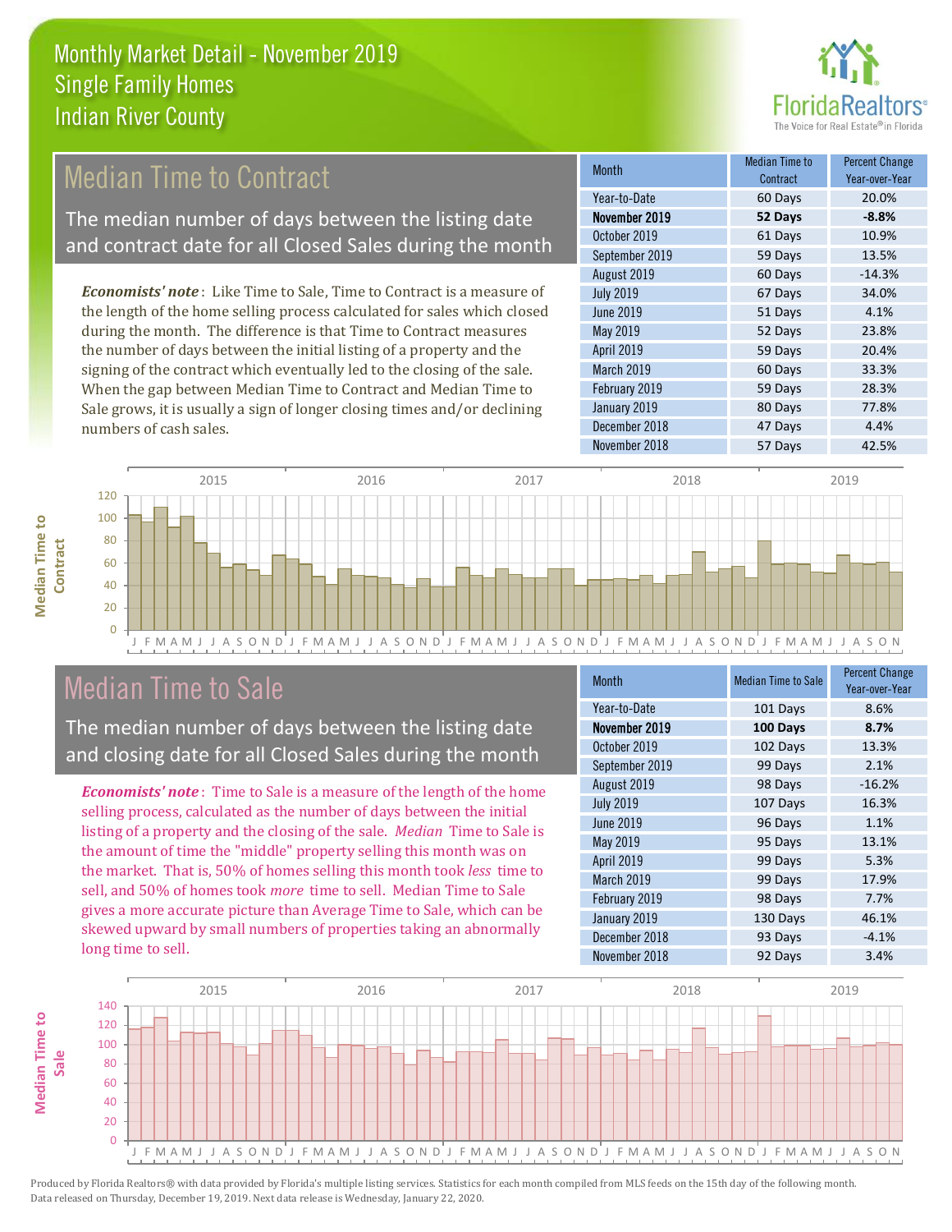# Monthly Market Detail - November 2019
## Single Family Homes
## Indian River County

## Median Time to Contract

The median number of days between the listing date and contract date for all Closed Sales during the month

***Economists' note***: Like Time to Sale, Time to Contract is a measure of the length of the home selling process calculated for sales which closed during the month. The difference is that Time to Contract measures the number of days between the initial listing of a property and the signing of the contract which eventually led to the closing of the sale. When the gap between Median Time to Contract and Median Time to Sale grows, it is usually a sign of longer closing times and/or declining numbers of cash sales.

| Month | Median Time to Contract | Percent Change Year-over-Year |
|---|---|---|
| Year-to-Date | 60 Days | 20.0% |
| **November 2019** | **52 Days** | **-8.8%** |
| October 2019 | 61 Days | 10.9% |
| September 2019 | 59 Days | 13.5% |
| August 2019 | 60 Days | -14.3% |
| July 2019 | 67 Days | 34.0% |
| June 2019 | 51 Days | 4.1% |
| May 2019 | 52 Days | 23.8% |
| April 2019 | 59 Days | 20.4% |
| March 2019 | 60 Days | 33.3% |
| February 2019 | 59 Days | 28.3% |
| January 2019 | 80 Days | 77.8% |
| December 2018 | 47 Days | 4.4% |
| November 2018 | 57 Days | 42.5% |

## Median Time to Sale

The median number of days between the listing date and closing date for all Closed Sales during the month

***Economists' note***: Time to Sale is a measure of the length of the home selling process, calculated as the number of days between the initial listing of a property and the closing of the sale. *Median* Time to Sale is the amount of time the "middle" property selling this month was on the market. That is, 50% of homes selling this month took *less* time to sell, and 50% of homes took *more* time to sell. Median Time to Sale gives a more accurate picture than Average Time to Sale, which can be skewed upward by small numbers of properties taking an abnormally long time to sell.

| Month | Median Time to Sale | Percent Change Year-over-Year |
|---|---|---|
| Year-to-Date | 101 Days | 8.6% |
| **November 2019** | **100 Days** | **8.7%** |
| October 2019 | 102 Days | 13.3% |
| September 2019 | 99 Days | 2.1% |
| August 2019 | 98 Days | -16.2% |
| July 2019 | 107 Days | 16.3% |
| June 2019 | 96 Days | 1.1% |
| May 2019 | 95 Days | 13.1% |
| April 2019 | 99 Days | 5.3% |
| March 2019 | 99 Days | 17.9% |
| February 2019 | 98 Days | 7.7% |
| January 2019 | 130 Days | 46.1% |
| December 2018 | 93 Days | -4.1% |
| November 2018 | 92 Days | 3.4% |

Produced by Florida Realtors® with data provided by Florida's multiple listing services. Statistics for each month compiled from MLS feeds on the 15th day of the following month. Data released on Thursday, December 19, 2019. Next data release is Wednesday, January 22, 2020.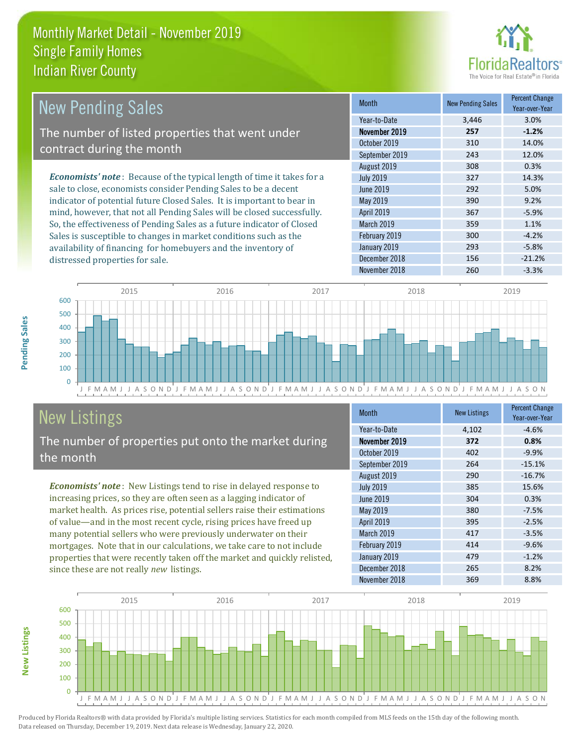# Monthly Market Detail - November 2019
## Single Family Homes
## Indian River County

## New Pending Sales

The number of listed properties that went under contract during the month

*Economists' note*: Because of the typical length of time it takes for a sale to close, economists consider Pending Sales to be a decent indicator of potential future Closed Sales. It is important to bear in mind, however, that not all Pending Sales will be closed successfully. So, the effectiveness of Pending Sales as a future indicator of Closed Sales is susceptible to changes in market conditions such as the availability of financing for homebuyers and the inventory of distressed properties for sale.

| Month | New Pending Sales | Percent Change Year-over-Year |
|---|---|---|
| Year-to-Date | 3,446 | 3.0% |
| **November 2019** | **257** | **-1.2%** |
| October 2019 | 310 | 14.0% |
| September 2019 | 243 | 12.0% |
| August 2019 | 308 | 0.3% |
| July 2019 | 327 | 14.3% |
| June 2019 | 292 | 5.0% |
| May 2019 | 390 | 9.2% |
| April 2019 | 367 | -5.9% |
| March 2019 | 359 | 1.1% |
| February 2019 | 300 | -4.2% |
| January 2019 | 293 | -5.8% |
| December 2018 | 156 | -21.2% |
| November 2018 | 260 | -3.3% |

## New Listings

The number of properties put onto the market during the month

*Economists' note*: New Listings tend to rise in delayed response to increasing prices, so they are often seen as a lagging indicator of market health. As prices rise, potential sellers raise their estimations of value—and in the most recent cycle, rising prices have freed up many potential sellers who were previously underwater on their mortgages. Note that in our calculations, we take care to not include properties that were recently taken off the market and quickly relisted, since these are not really *new* listings.

| Month | New Listings | Percent Change Year-over-Year |
|---|---|---|
| Year-to-Date | 4,102 | -4.6% |
| **November 2019** | **372** | **0.8%** |
| October 2019 | 402 | -9.9% |
| September 2019 | 264 | -15.1% |
| August 2019 | 290 | -16.7% |
| July 2019 | 385 | 15.6% |
| June 2019 | 304 | 0.3% |
| May 2019 | 380 | -7.5% |
| April 2019 | 395 | -2.5% |
| March 2019 | 417 | -3.5% |
| February 2019 | 414 | -9.6% |
| January 2019 | 479 | -1.2% |
| December 2018 | 265 | 8.2% |
| November 2018 | 369 | 8.8% |

Produced by Florida Realtors® with data provided by Florida's multiple listing services. Statistics for each month compiled from MLS feeds on the 15th day of the following month. Data released on Thursday, December 19, 2019. Next data release is Wednesday, January 22, 2020.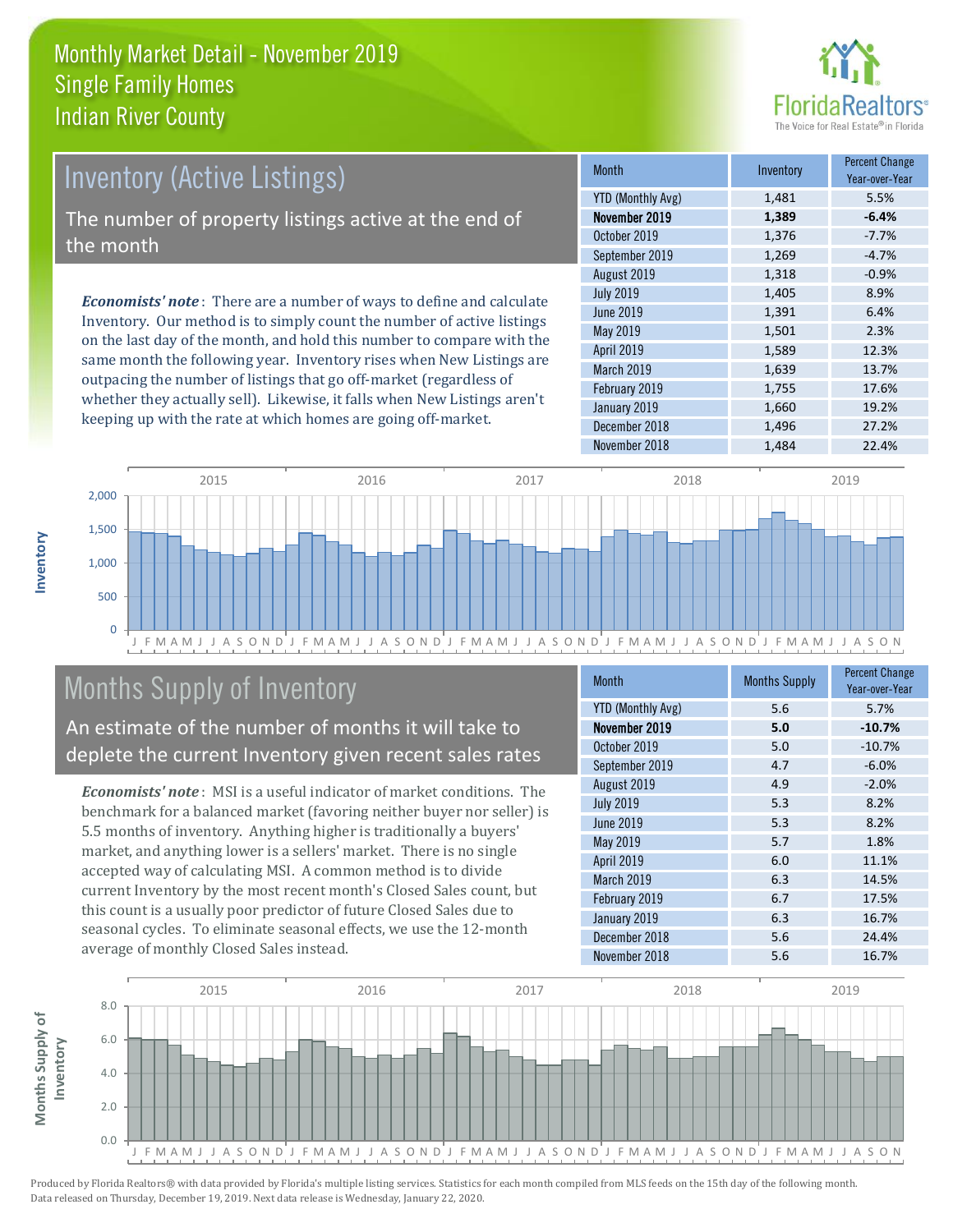# Monthly Market Detail - November 2019
## Single Family Homes
## Indian River County

## Inventory (Active Listings)

The number of property listings active at the end of the month

***Economists' note***: There are a number of ways to define and calculate Inventory. Our method is to simply count the number of active listings on the last day of the month, and hold this number to compare with the same month the following year. Inventory rises when New Listings are outpacing the number of listings that go off-market (regardless of whether they actually sell). Likewise, it falls when New Listings aren't keeping up with the rate at which homes are going off-market.

| Month | Inventory | Percent Change Year-over-Year |
|---|---|---|
| YTD (Monthly Avg) | 1,481 | 5.5% |
| **November 2019** | **1,389** | **-6.4%** |
| October 2019 | 1,376 | -7.7% |
| September 2019 | 1,269 | -4.7% |
| August 2019 | 1,318 | -0.9% |
| July 2019 | 1,405 | 8.9% |
| June 2019 | 1,391 | 6.4% |
| May 2019 | 1,501 | 2.3% |
| April 2019 | 1,589 | 12.3% |
| March 2019 | 1,639 | 13.7% |
| February 2019 | 1,755 | 17.6% |
| January 2019 | 1,660 | 19.2% |
| December 2018 | 1,496 | 27.2% |
| November 2018 | 1,484 | 22.4% |

## Months Supply of Inventory

An estimate of the number of months it will take to deplete the current Inventory given recent sales rates

***Economists' note***: MSI is a useful indicator of market conditions. The benchmark for a balanced market (favoring neither buyer nor seller) is 5.5 months of inventory. Anything higher is traditionally a buyers' market, and anything lower is a sellers' market. There is no single accepted way of calculating MSI. A common method is to divide current Inventory by the most recent month's Closed Sales count, but this count is a usually poor predictor of future Closed Sales due to seasonal cycles. To eliminate seasonal effects, we use the 12-month average of monthly Closed Sales instead.

| Month | Months Supply | Percent Change Year-over-Year |
|---|---|---|
| YTD (Monthly Avg) | 5.6 | 5.7% |
| **November 2019** | **5.0** | **-10.7%** |
| October 2019 | 5.0 | -10.7% |
| September 2019 | 4.7 | -6.0% |
| August 2019 | 4.9 | -2.0% |
| July 2019 | 5.3 | 8.2% |
| June 2019 | 5.3 | 8.2% |
| May 2019 | 5.7 | 1.8% |
| April 2019 | 6.0 | 11.1% |
| March 2019 | 6.3 | 14.5% |
| February 2019 | 6.7 | 17.5% |
| January 2019 | 6.3 | 16.7% |
| December 2018 | 5.6 | 24.4% |
| November 2018 | 5.6 | 16.7% |

Produced by Florida Realtors® with data provided by Florida's multiple listing services. Statistics for each month compiled from MLS feeds on the 15th day of the following month. Data released on Thursday, December 19, 2019. Next data release is Wednesday, January 22, 2020.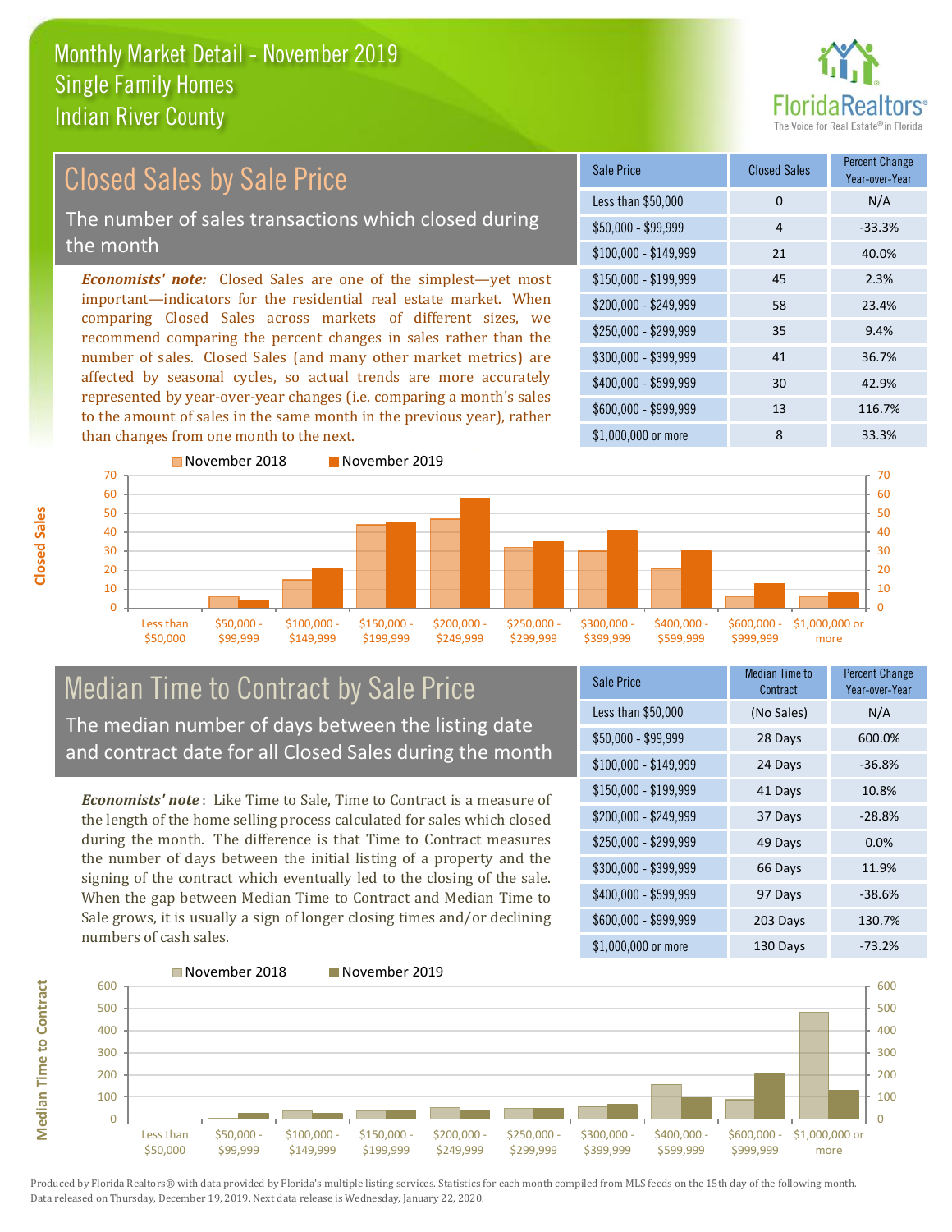# Monthly Market Detail - November 2019
## Single Family Homes
## Indian River County

## Closed Sales by Sale Price

The number of sales transactions which closed during the month

***Economists' note:*** Closed Sales are one of the simplest—yet most important—indicators for the residential real estate market. When comparing Closed Sales across markets of different sizes, we recommend comparing the percent changes in sales rather than the number of sales. Closed Sales (and many other market metrics) are affected by seasonal cycles, so actual trends are more accurately represented by year-over-year changes (i.e. comparing a month's sales to the amount of sales in the same month in the previous year), rather than changes from one month to the next.

| Sale Price | Closed Sales | Percent Change Year-over-Year |
|---|---|---|
| Less than $50,000 | 0 | N/A |
| $50,000 - $99,999 | 4 | -33.3% |
| $100,000 - $149,999 | 21 | 40.0% |
| $150,000 - $199,999 | 45 | 2.3% |
| $200,000 - $249,999 | 58 | 23.4% |
| $250,000 - $299,999 | 35 | 9.4% |
| $300,000 - $399,999 | 41 | 36.7% |
| $400,000 - $599,999 | 30 | 42.9% |
| $600,000 - $999,999 | 13 | 116.7% |
| $1,000,000 or more | 8 | 33.3% |

## Median Time to Contract by Sale Price

The median number of days between the listing date and contract date for all Closed Sales during the month

***Economists' note***: Like Time to Sale, Time to Contract is a measure of the length of the home selling process calculated for sales which closed during the month. The difference is that Time to Contract measures the number of days between the initial listing of a property and the signing of the contract which eventually led to the closing of the sale. When the gap between Median Time to Contract and Median Time to Sale grows, it is usually a sign of longer closing times and/or declining numbers of cash sales.

| Sale Price | Median Time to Contract | Percent Change Year-over-Year |
|---|---|---|
| Less than $50,000 | (No Sales) | N/A |
| $50,000 - $99,999 | 28 Days | 600.0% |
| $100,000 - $149,999 | 24 Days | -36.8% |
| $150,000 - $199,999 | 41 Days | 10.8% |
| $200,000 - $249,999 | 37 Days | -28.8% |
| $250,000 - $299,999 | 49 Days | 0.0% |
| $300,000 - $399,999 | 66 Days | 11.9% |
| $400,000 - $599,999 | 97 Days | -38.6% |
| $600,000 - $999,999 | 203 Days | 130.7% |
| $1,000,000 or more | 130 Days | -73.2% |

Produced by Florida Realtors® with data provided by Florida's multiple listing services. Statistics for each month compiled from MLS feeds on the 15th day of the following month. Data released on Thursday, December 19, 2019. Next data release is Wednesday, January 22, 2020.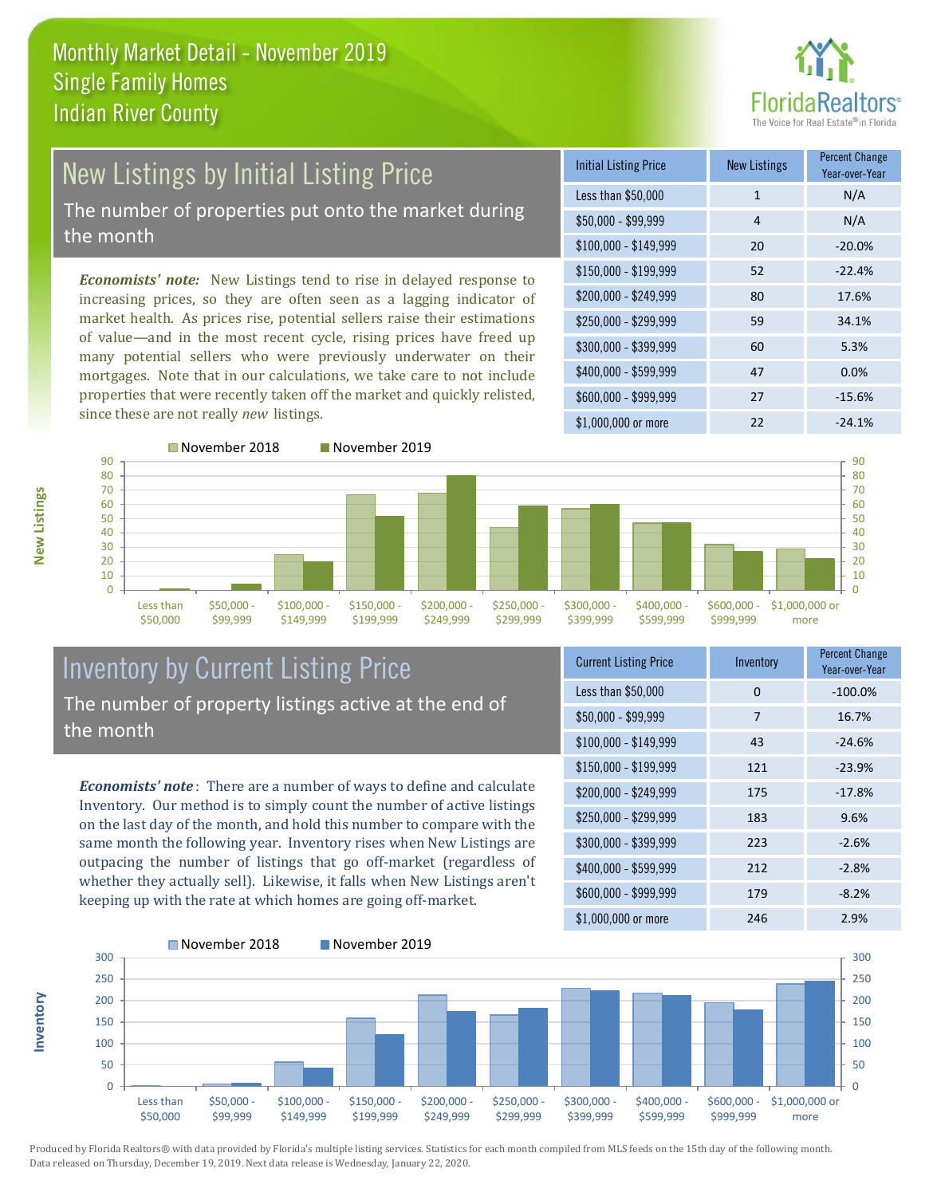# Monthly Market Detail - November 2019
## Single Family Homes
## Indian River County

## New Listings by Initial Listing Price

The number of properties put onto the market during the month

*Economists' note:* New Listings tend to rise in delayed response to increasing prices, so they are often seen as a lagging indicator of market health. As prices rise, potential sellers raise their estimations of value—and in the most recent cycle, rising prices have freed up many potential sellers who were previously underwater on their mortgages. Note that in our calculations, we take care to not include properties that were recently taken off the market and quickly relisted, since these are not really *new* listings.

| Initial Listing Price | New Listings | Percent Change Year-over-Year |
|---|---|---|
| Less than $50,000 | 1 | N/A |
| $50,000 - $99,999 | 4 | N/A |
| $100,000 - $149,999 | 20 | -20.0% |
| $150,000 - $199,999 | 52 | -22.4% |
| $200,000 - $249,999 | 80 | 17.6% |
| $250,000 - $299,999 | 59 | 34.1% |
| $300,000 - $399,999 | 60 | 5.3% |
| $400,000 - $599,999 | 47 | 0.0% |
| $600,000 - $999,999 | 27 | -15.6% |
| $1,000,000 or more | 22 | -24.1% |

## Inventory by Current Listing Price

The number of property listings active at the end of the month

*Economists' note*: There are a number of ways to define and calculate Inventory. Our method is to simply count the number of active listings on the last day of the month, and hold this number to compare with the same month the following year. Inventory rises when New Listings are outpacing the number of listings that go off-market (regardless of whether they actually sell). Likewise, it falls when New Listings aren't keeping up with the rate at which homes are going off-market.

| Current Listing Price | Inventory | Percent Change Year-over-Year |
|---|---|---|
| Less than $50,000 | 0 | -100.0% |
| $50,000 - $99,999 | 7 | 16.7% |
| $100,000 - $149,999 | 43 | -24.6% |
| $150,000 - $199,999 | 121 | -23.9% |
| $200,000 - $249,999 | 175 | -17.8% |
| $250,000 - $299,999 | 183 | 9.6% |
| $300,000 - $399,999 | 223 | -2.6% |
| $400,000 - $599,999 | 212 | -2.8% |
| $600,000 - $999,999 | 179 | -8.2% |
| $1,000,000 or more | 246 | 2.9% |

Produced by Florida Realtors® with data provided by Florida's multiple listing services. Statistics for each month compiled from MLS feeds on the 15th day of the following month. Data released on Thursday, December 19, 2019. Next data release is Wednesday, January 22, 2020.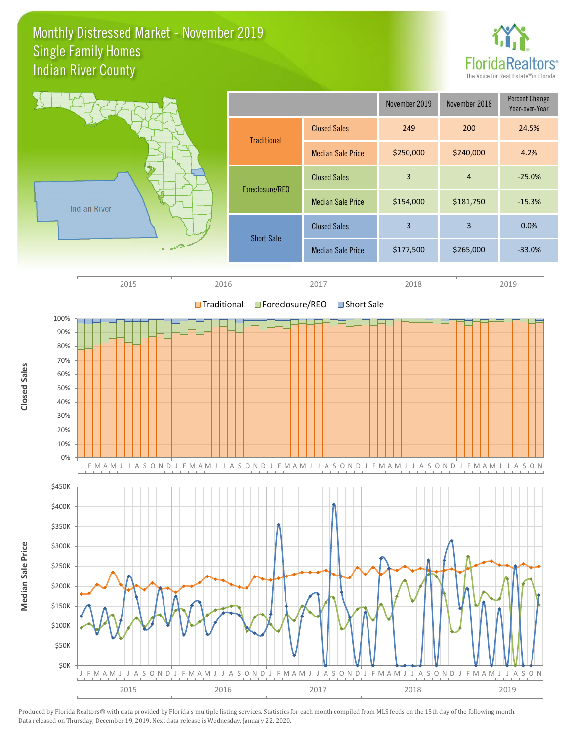# Monthly Distressed Market - November 2019
## Single Family Homes
## Indian River County

FloridaRealtors®
The Voice for Real Estate® in Florida

Indian River

| | | November 2019 | November 2018 | Percent Change Year-over-Year |
|---|---|---|---|---|
| Traditional | Closed Sales | 249 | 200 | 24.5% |
| | Median Sale Price | $250,000 | $240,000 | 4.2% |
| Foreclosure/REO | Closed Sales | 3 | 4 | -25.0% |
| | Median Sale Price | $154,000 | $181,750 | -15.3% |
| Short Sale | Closed Sales | 3 | 3 | 0.0% |
| | Median Sale Price | $177,500 | $265,000 | -33.0% |

2015 2016 2017 2018 2019

Traditional Foreclosure/REO Short Sale

Closed Sales

100% 90% 80% 70% 60% 50% 40% 30% 20% 10% 0%

J F M A M J J A S O N D J F M A M J J A S O N D J F M A M J J A S O N D J F M A M J J A S O N D J F M A M J J A S O N

Median Sale Price

$450K $400K $350K $300K $250K $200K $150K $100K $50K $0K

J F M A M J J A S O N D J F M A M J J A S O N D J F M A M J J A S O N D J F M A M J J A S O N D J F M A M J J A S O N

2015 2016 2017 2018 2019

Produced by Florida Realtors® with data provided by Florida's multiple listing services. Statistics for each month compiled from MLS feeds on the 15th day of the following month. Data released on Thursday, December 19, 2019. Next data release is Wednesday, January 22, 2020.